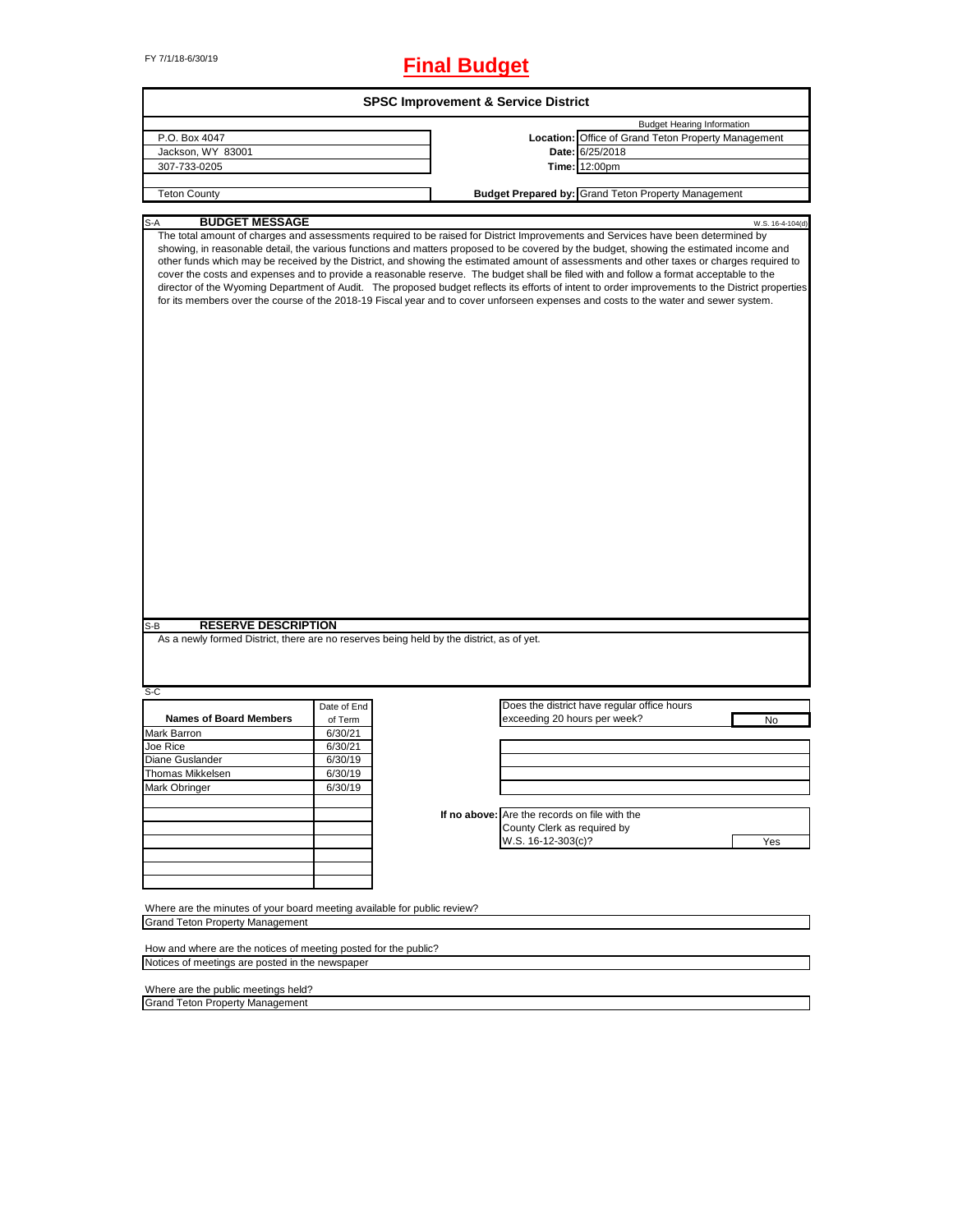FY 7/1/18-6/30/19

# Final Budget

## SPSC Improvement & Service District

| | | Budget Hearing Information |
|---|---|---|
| P.O. Box 4047 | **Location:** | Office of Grand Teton Property Management |
| Jackson, WY 83001 | **Date:** | 6/25/2018 |
| 307-733-0205 | **Time:** | 12:00pm |
| Teton County | **Budget Prepared by:** | Grand Teton Property Management |

S-A **BUDGET MESSAGE** W.S. 16-4-104(d)

The total amount of charges and assessments required to be raised for District Improvements and Services have been determined by showing, in reasonable detail, the various functions and matters proposed to be covered by the budget, showing the estimated income and other funds which may be received by the District, and showing the estimated amount of assessments and other taxes or charges required to cover the costs and expenses and to provide a reasonable reserve. The budget shall be filed with and follow a format acceptable to the director of the Wyoming Department of Audit. The proposed budget reflects its efforts of intent to order improvements to the District properties for its members over the course of the 2018-19 Fiscal year and to cover unforseen expenses and costs to the water and sewer system.

S-B **RESERVE DESCRIPTION**

As a newly formed District, there are no reserves being held by the district, as of yet.

S-C

| Names of Board Members | Date of End of Term |
|---|---|
| Mark Barron | 6/30/21 |
| Joe Rice | 6/30/21 |
| Diane Guslander | 6/30/19 |
| Thomas Mikkelsen | 6/30/19 |
| Mark Obringer | 6/30/19 |

Does the district have regular office hours exceeding 20 hours per week? No

**If no above:** Are the records on file with the County Clerk as required by W.S. 16-12-303(c)? Yes

Where are the minutes of your board meeting available for public review?
Grand Teton Property Management

How and where are the notices of meeting posted for the public?
Notices of meetings are posted in the newspaper

Where are the public meetings held?
Grand Teton Property Management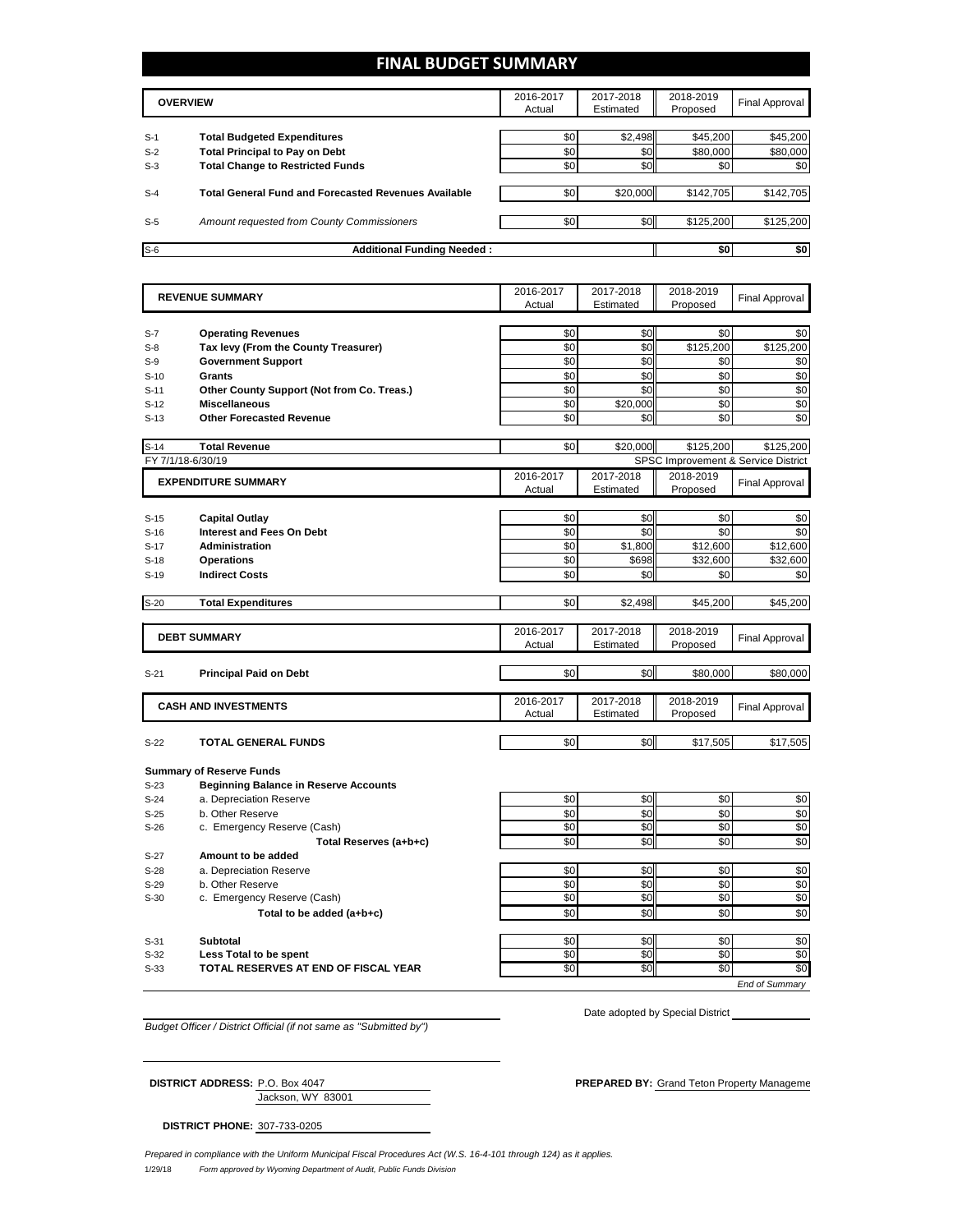# FINAL BUDGET SUMMARY

| | OVERVIEW | 2016-2017 Actual | 2017-2018 Estimated | 2018-2019 Proposed | Final Approval |
|---|---|---|---|---|---|
| S-1 | **Total Budgeted Expenditures** | $0 | $2,498 | $45,200 | $45,200 |
| S-2 | **Total Principal to Pay on Debt** | $0 | $0 | $80,000 | $80,000 |
| S-3 | **Total Change to Restricted Funds** | $0 | $0 | $0 | $0 |
| S-4 | **Total General Fund and Forecasted Revenues Available** | $0 | $20,000 | $142,705 | $142,705 |
| S-5 | *Amount requested from County Commissioners* | $0 | $0 | $125,200 | $125,200 |
| S-6 | **Additional Funding Needed :** | | | **$0** | **$0** |

| | REVENUE SUMMARY | 2016-2017 Actual | 2017-2018 Estimated | 2018-2019 Proposed | Final Approval |
|---|---|---|---|---|---|
| S-7 | **Operating Revenues** | $0 | $0 | $0 | $0 |
| S-8 | **Tax levy (From the County Treasurer)** | $0 | $0 | $125,200 | $125,200 |
| S-9 | **Government Support** | $0 | $0 | $0 | $0 |
| S-10 | **Grants** | $0 | $0 | $0 | $0 |
| S-11 | **Other County Support (Not from Co. Treas.)** | $0 | $0 | $0 | $0 |
| S-12 | **Miscellaneous** | $0 | $20,000 | $0 | $0 |
| S-13 | **Other Forecasted Revenue** | $0 | $0 | $0 | $0 |
| S-14 | **Total Revenue** | $0 | $20,000 | $125,200 | $125,200 |

FY 7/1/18-6/30/19 — SPSC Improvement & Service District

| | EXPENDITURE SUMMARY | 2016-2017 Actual | 2017-2018 Estimated | 2018-2019 Proposed | Final Approval |
|---|---|---|---|---|---|
| S-15 | **Capital Outlay** | $0 | $0 | $0 | $0 |
| S-16 | **Interest and Fees On Debt** | $0 | $0 | $0 | $0 |
| S-17 | **Administration** | $0 | $1,800 | $12,600 | $12,600 |
| S-18 | **Operations** | $0 | $698 | $32,600 | $32,600 |
| S-19 | **Indirect Costs** | $0 | $0 | $0 | $0 |
| S-20 | **Total Expenditures** | $0 | $2,498 | $45,200 | $45,200 |

| | DEBT SUMMARY | 2016-2017 Actual | 2017-2018 Estimated | 2018-2019 Proposed | Final Approval |
|---|---|---|---|---|---|
| S-21 | **Principal Paid on Debt** | $0 | $0 | $80,000 | $80,000 |

| | CASH AND INVESTMENTS | 2016-2017 Actual | 2017-2018 Estimated | 2018-2019 Proposed | Final Approval |
|---|---|---|---|---|---|
| S-22 | **TOTAL GENERAL FUNDS** | $0 | $0 | $17,505 | $17,505 |
| | **Summary of Reserve Funds** | | | | |
| S-23 | **Beginning Balance in Reserve Accounts** | | | | |
| S-24 | a. Depreciation Reserve | $0 | $0 | $0 | $0 |
| S-25 | b. Other Reserve | $0 | $0 | $0 | $0 |
| S-26 | c. Emergency Reserve (Cash) | $0 | $0 | $0 | $0 |
| | **Total Reserves (a+b+c)** | $0 | $0 | $0 | $0 |
| S-27 | **Amount to be added** | | | | |
| S-28 | a. Depreciation Reserve | $0 | $0 | $0 | $0 |
| S-29 | b. Other Reserve | $0 | $0 | $0 | $0 |
| S-30 | c. Emergency Reserve (Cash) | $0 | $0 | $0 | $0 |
| | **Total to be added (a+b+c)** | $0 | $0 | $0 | $0 |
| S-31 | **Subtotal** | $0 | $0 | $0 | $0 |
| S-32 | **Less Total to be spent** | $0 | $0 | $0 | $0 |
| S-33 | **TOTAL RESERVES AT END OF FISCAL YEAR** | $0 | $0 | $0 | $0 |

*End of Summary*

Date adopted by Special District ____________

*Budget Officer / District Official (if not same as "Submitted by")*

**DISTRICT ADDRESS:** P.O. Box 4047
Jackson, WY 83001

**PREPARED BY:** Grand Teton Property Manageme

**DISTRICT PHONE:** 307-733-0205

*Prepared in compliance with the Uniform Municipal Fiscal Procedures Act (W.S. 16-4-101 through 124) as it applies.*

1/29/18 *Form approved by Wyoming Department of Audit, Public Funds Division*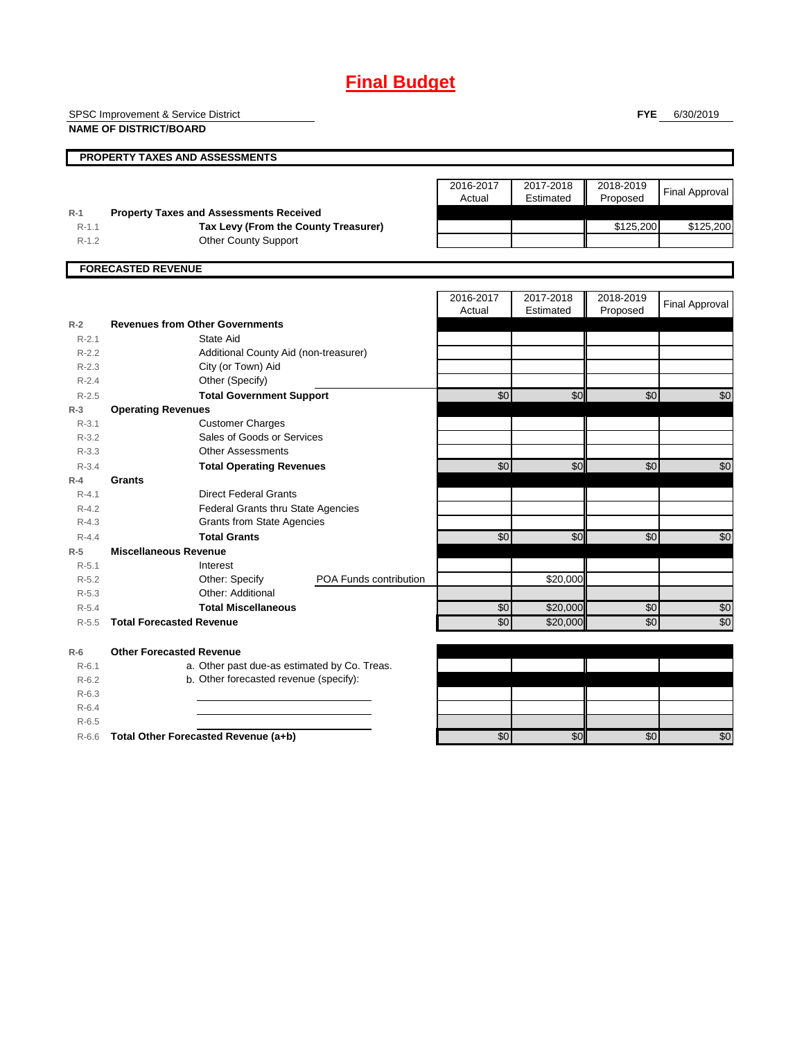# Final Budget

SPSC Improvement & Service District
**NAME OF DISTRICT/BOARD**

**FYE** 6/30/2019

## PROPERTY TAXES AND ASSESSMENTS

| | | 2016-2017 Actual | 2017-2018 Estimated | 2018-2019 Proposed | Final Approval |
|---|---|---|---|---|---|
| R-1 | **Property Taxes and Assessments Received** | | | | |
| R-1.1 | **Tax Levy (From the County Treasurer)** | | | $125,200 | $125,200 |
| R-1.2 | Other County Support | | | | |

## FORECASTED REVENUE

| | | 2016-2017 Actual | 2017-2018 Estimated | 2018-2019 Proposed | Final Approval |
|---|---|---|---|---|---|
| R-2 | **Revenues from Other Governments** | | | | |
| R-2.1 | State Aid | | | | |
| R-2.2 | Additional County Aid (non-treasurer) | | | | |
| R-2.3 | City (or Town) Aid | | | | |
| R-2.4 | Other (Specify) | | | | |
| R-2.5 | **Total Government Support** | $0 | $0 | $0 | $0 |
| R-3 | **Operating Revenues** | | | | |
| R-3.1 | Customer Charges | | | | |
| R-3.2 | Sales of Goods or Services | | | | |
| R-3.3 | Other Assessments | | | | |
| R-3.4 | **Total Operating Revenues** | $0 | $0 | $0 | $0 |
| R-4 | **Grants** | | | | |
| R-4.1 | Direct Federal Grants | | | | |
| R-4.2 | Federal Grants thru State Agencies | | | | |
| R-4.3 | Grants from State Agencies | | | | |
| R-4.4 | **Total Grants** | $0 | $0 | $0 | $0 |
| R-5 | **Miscellaneous Revenue** | | | | |
| R-5.1 | Interest | | | | |
| R-5.2 | Other: Specify POA Funds contribution | | $20,000 | | |
| R-5.3 | Other: Additional | | | | |
| R-5.4 | **Total Miscellaneous** | $0 | $20,000 | $0 | $0 |
| R-5.5 | **Total Forecasted Revenue** | $0 | $20,000 | $0 | $0 |
| R-6 | **Other Forecasted Revenue** | | | | |
| R-6.1 | a. Other past due-as estimated by Co. Treas. | | | | |
| R-6.2 | b. Other forecasted revenue (specify): | | | | |
| R-6.3 | | | | | |
| R-6.4 | | | | | |
| R-6.5 | | | | | |
| R-6.6 | **Total Other Forecasted Revenue (a+b)** | $0 | $0 | $0 | $0 |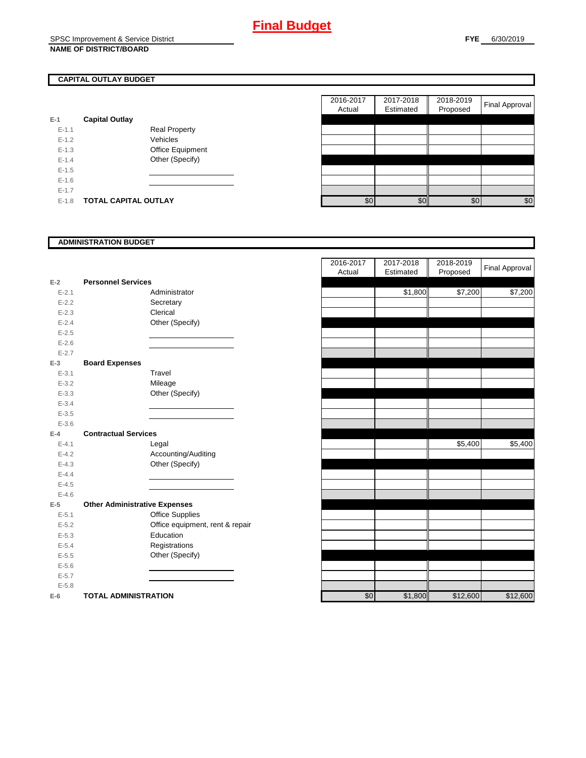# Final Budget

SPSC Improvement & Service District
**NAME OF DISTRICT/BOARD**

**FYE** 6/30/2019

## CAPITAL OUTLAY BUDGET

| | | | 2016-2017 Actual | 2017-2018 Estimated | 2018-2019 Proposed | Final Approval |
|---|---|---|---|---|---|---|
| E-1 | **Capital Outlay** | | | | | |
| E-1.1 | | Real Property | | | | |
| E-1.2 | | Vehicles | | | | |
| E-1.3 | | Office Equipment | | | | |
| E-1.4 | | Other (Specify) | | | | |
| E-1.5 | | | | | | |
| E-1.6 | | | | | | |
| E-1.7 | | | | | | |
| E-1.8 | **TOTAL CAPITAL OUTLAY** | | $0 | $0 | $0 | $0 |

## ADMINISTRATION BUDGET

| | | | 2016-2017 Actual | 2017-2018 Estimated | 2018-2019 Proposed | Final Approval |
|---|---|---|---|---|---|---|
| E-2 | **Personnel Services** | | | | | |
| E-2.1 | | Administrator | | $1,800 | $7,200 | $7,200 |
| E-2.2 | | Secretary | | | | |
| E-2.3 | | Clerical | | | | |
| E-2.4 | | Other (Specify) | | | | |
| E-2.5 | | | | | | |
| E-2.6 | | | | | | |
| E-2.7 | | | | | | |
| E-3 | **Board Expenses** | | | | | |
| E-3.1 | | Travel | | | | |
| E-3.2 | | Mileage | | | | |
| E-3.3 | | Other (Specify) | | | | |
| E-3.4 | | | | | | |
| E-3.5 | | | | | | |
| E-3.6 | | | | | | |
| E-4 | **Contractual Services** | | | | | |
| E-4.1 | | Legal | | | $5,400 | $5,400 |
| E-4.2 | | Accounting/Auditing | | | | |
| E-4.3 | | Other (Specify) | | | | |
| E-4.4 | | | | | | |
| E-4.5 | | | | | | |
| E-4.6 | | | | | | |
| E-5 | **Other Administrative Expenses** | | | | | |
| E-5.1 | | Office Supplies | | | | |
| E-5.2 | | Office equipment, rent & repair | | | | |
| E-5.3 | | Education | | | | |
| E-5.4 | | Registrations | | | | |
| E-5.5 | | Other (Specify) | | | | |
| E-5.6 | | | | | | |
| E-5.7 | | | | | | |
| E-5.8 | | | | | | |
| E-6 | **TOTAL ADMINISTRATION** | | $0 | $1,800 | $12,600 | $12,600 |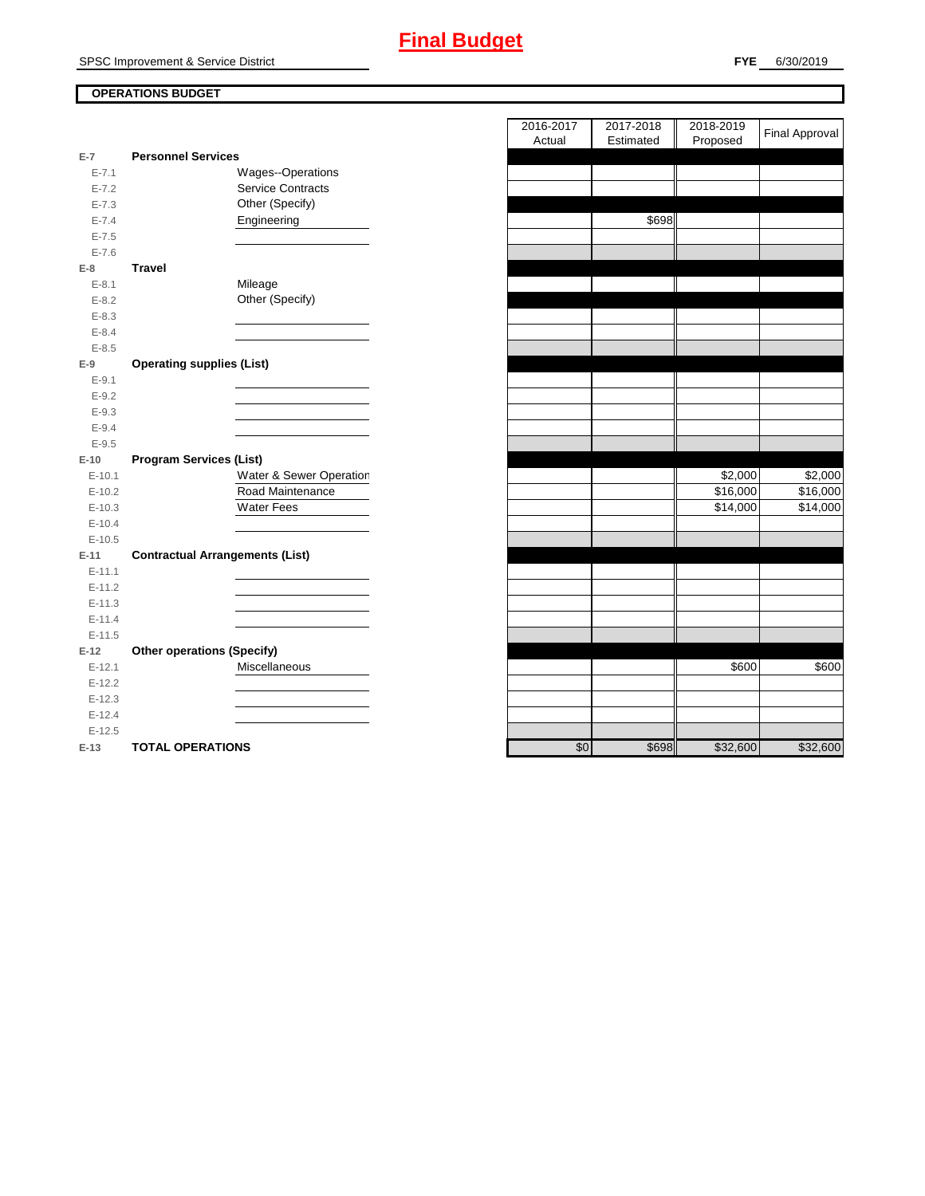# Final Budget

SPSC Improvement & Service District

**FYE** 6/30/2019

**OPERATIONS BUDGET**

| | | | 2016-2017 Actual | 2017-2018 Estimated | 2018-2019 Proposed | Final Approval |
|---|---|---|---|---|---|---|
| E-7 | **Personnel Services** | | | | | |
| E-7.1 | | Wages--Operations | | | | |
| E-7.2 | | Service Contracts | | | | |
| E-7.3 | | Other (Specify) | | | | |
| E-7.4 | | Engineering | | $698 | | |
| E-7.5 | | | | | | |
| E-7.6 | | | | | | |
| E-8 | **Travel** | | | | | |
| E-8.1 | | Mileage | | | | |
| E-8.2 | | Other (Specify) | | | | |
| E-8.3 | | | | | | |
| E-8.4 | | | | | | |
| E-8.5 | | | | | | |
| E-9 | **Operating supplies (List)** | | | | | |
| E-9.1 | | | | | | |
| E-9.2 | | | | | | |
| E-9.3 | | | | | | |
| E-9.4 | | | | | | |
| E-9.5 | | | | | | |
| E-10 | **Program Services (List)** | | | | | |
| E-10.1 | | Water & Sewer Operation | | | $2,000 | $2,000 |
| E-10.2 | | Road Maintenance | | | $16,000 | $16,000 |
| E-10.3 | | Water Fees | | | $14,000 | $14,000 |
| E-10.4 | | | | | | |
| E-10.5 | | | | | | |
| E-11 | **Contractual Arrangements (List)** | | | | | |
| E-11.1 | | | | | | |
| E-11.2 | | | | | | |
| E-11.3 | | | | | | |
| E-11.4 | | | | | | |
| E-11.5 | | | | | | |
| E-12 | **Other operations (Specify)** | | | | | |
| E-12.1 | | Miscellaneous | | | $600 | $600 |
| E-12.2 | | | | | | |
| E-12.3 | | | | | | |
| E-12.4 | | | | | | |
| E-12.5 | | | | | | |
| E-13 | **TOTAL OPERATIONS** | | $0 | $698 | $32,600 | $32,600 |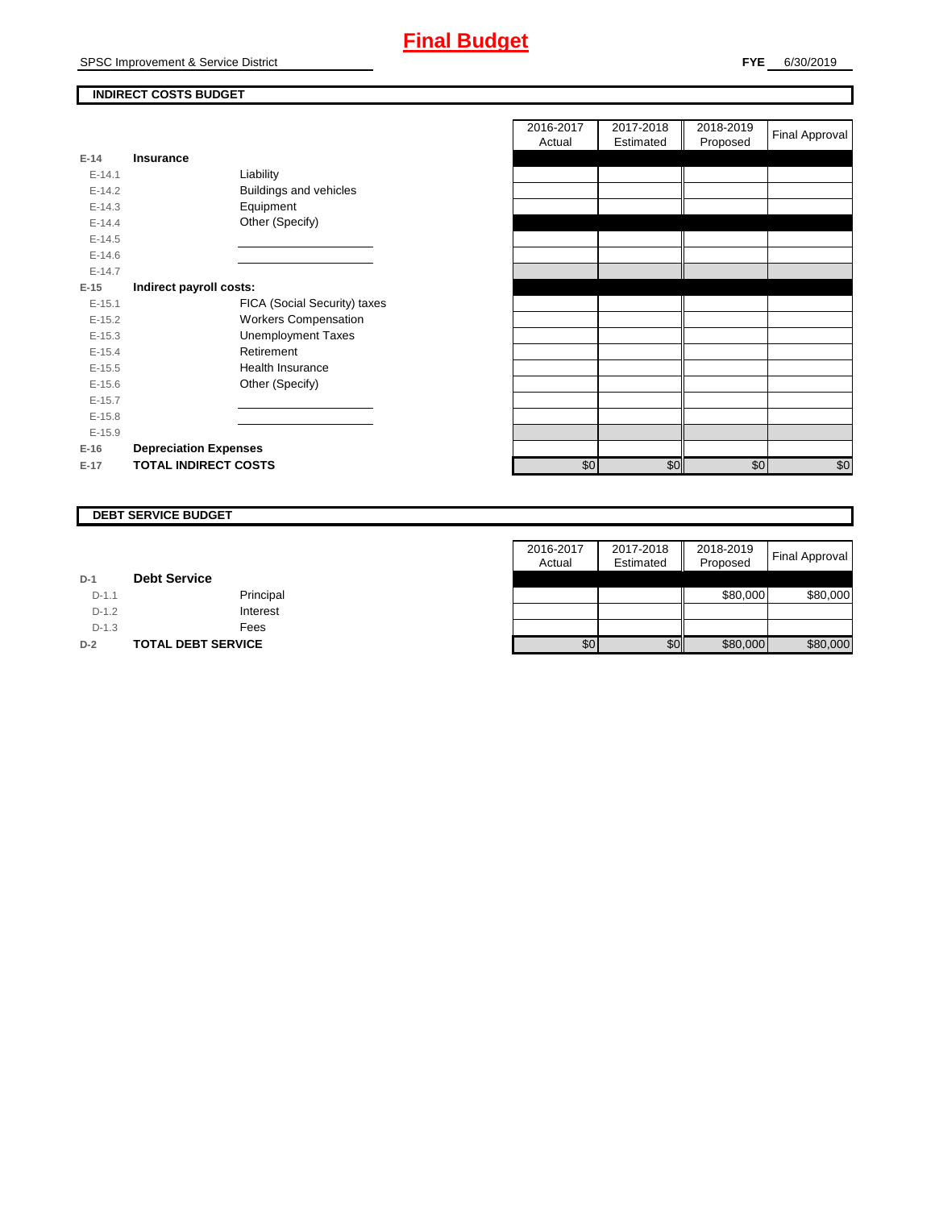# Final Budget

SPSC Improvement & Service District

**FYE** 6/30/2019

## INDIRECT COSTS BUDGET

| | | | 2016-2017 Actual | 2017-2018 Estimated | 2018-2019 Proposed | Final Approval |
|---|---|---|---|---|---|---|
| E-14 | **Insurance** | | | | | |
| E-14.1 | | Liability | | | | |
| E-14.2 | | Buildings and vehicles | | | | |
| E-14.3 | | Equipment | | | | |
| E-14.4 | | Other (Specify) | | | | |
| E-14.5 | | | | | | |
| E-14.6 | | | | | | |
| E-14.7 | | | | | | |
| E-15 | **Indirect payroll costs:** | | | | | |
| E-15.1 | | FICA (Social Security) taxes | | | | |
| E-15.2 | | Workers Compensation | | | | |
| E-15.3 | | Unemployment Taxes | | | | |
| E-15.4 | | Retirement | | | | |
| E-15.5 | | Health Insurance | | | | |
| E-15.6 | | Other (Specify) | | | | |
| E-15.7 | | | | | | |
| E-15.8 | | | | | | |
| E-15.9 | | | | | | |
| E-16 | **Depreciation Expenses** | | | | | |
| E-17 | **TOTAL INDIRECT COSTS** | | $0 | $0 | $0 | $0 |

## DEBT SERVICE BUDGET

| | | | 2016-2017 Actual | 2017-2018 Estimated | 2018-2019 Proposed | Final Approval |
|---|---|---|---|---|---|---|
| D-1 | **Debt Service** | | | | | |
| D-1.1 | | Principal | | | $80,000 | $80,000 |
| D-1.2 | | Interest | | | | |
| D-1.3 | | Fees | | | | |
| D-2 | **TOTAL DEBT SERVICE** | | $0 | $0 | $80,000 | $80,000 |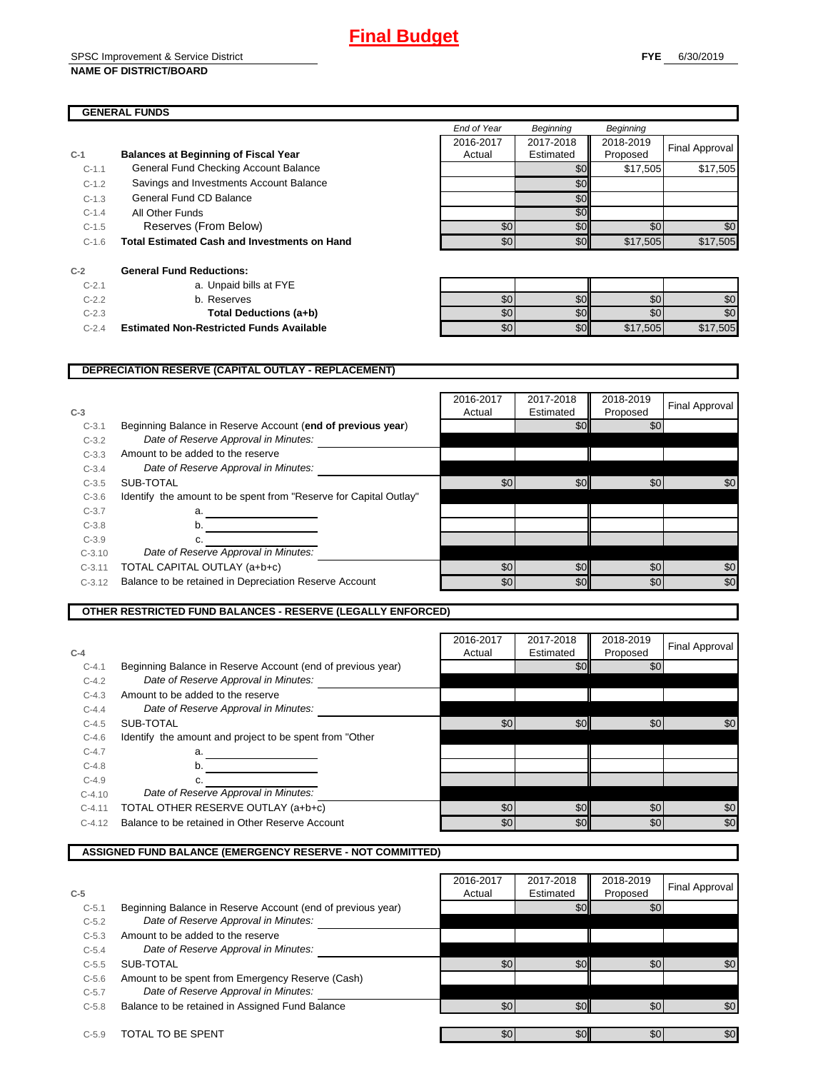# Final Budget

SPSC Improvement & Service District
**NAME OF DISTRICT/BOARD**

**FYE** 6/30/2019

## GENERAL FUNDS

| | | End of Year 2016-2017 Actual | Beginning 2017-2018 Estimated | Beginning 2018-2019 Proposed | Final Approval |
|---|---|---|---|---|---|
| **C-1** | **Balances at Beginning of Fiscal Year** | | | | |
| C-1.1 | General Fund Checking Account Balance | | $0 | $17,505 | $17,505 |
| C-1.2 | Savings and Investments Account Balance | | $0 | | |
| C-1.3 | General Fund CD Balance | | $0 | | |
| C-1.4 | All Other Funds | | $0 | | |
| C-1.5 | Reserves (From Below) | $0 | $0 | $0 | $0 |
| C-1.6 | **Total Estimated Cash and Investments on Hand** | $0 | $0 | $17,505 | $17,505 |
| **C-2** | **General Fund Reductions:** | | | | |
| C-2.1 | a. Unpaid bills at FYE | | | | |
| C-2.2 | b. Reserves | $0 | $0 | $0 | $0 |
| C-2.3 | **Total Deductions (a+b)** | $0 | $0 | $0 | $0 |
| C-2.4 | **Estimated Non-Restricted Funds Available** | $0 | $0 | $17,505 | $17,505 |

## DEPRECIATION RESERVE (CAPITAL OUTLAY - REPLACEMENT)

| **C-3** | | 2016-2017 Actual | 2017-2018 Estimated | 2018-2019 Proposed | Final Approval |
|---|---|---|---|---|---|
| C-3.1 | Beginning Balance in Reserve Account (**end of previous year**) | | $0 | $0 | |
| C-3.2 | *Date of Reserve Approval in Minutes:* | | | | |
| C-3.3 | Amount to be added to the reserve | | | | |
| C-3.4 | *Date of Reserve Approval in Minutes:* | | | | |
| C-3.5 | SUB-TOTAL | $0 | $0 | $0 | $0 |
| C-3.6 | Identify the amount to be spent from "Reserve for Capital Outlay" | | | | |
| C-3.7 | a. | | | | |
| C-3.8 | b. | | | | |
| C-3.9 | c. | | | | |
| C-3.10 | *Date of Reserve Approval in Minutes:* | | | | |
| C-3.11 | TOTAL CAPITAL OUTLAY (a+b+c) | $0 | $0 | $0 | $0 |
| C-3.12 | Balance to be retained in Depreciation Reserve Account | $0 | $0 | $0 | $0 |

## OTHER RESTRICTED FUND BALANCES - RESERVE (LEGALLY ENFORCED)

| **C-4** | | 2016-2017 Actual | 2017-2018 Estimated | 2018-2019 Proposed | Final Approval |
|---|---|---|---|---|---|
| C-4.1 | Beginning Balance in Reserve Account (end of previous year) | | $0 | $0 | |
| C-4.2 | *Date of Reserve Approval in Minutes:* | | | | |
| C-4.3 | Amount to be added to the reserve | | | | |
| C-4.4 | *Date of Reserve Approval in Minutes:* | | | | |
| C-4.5 | SUB-TOTAL | $0 | $0 | $0 | $0 |
| C-4.6 | Identify the amount and project to be spent from "Other | | | | |
| C-4.7 | a. | | | | |
| C-4.8 | b. | | | | |
| C-4.9 | c. | | | | |
| C-4.10 | *Date of Reserve Approval in Minutes:* | | | | |
| C-4.11 | TOTAL OTHER RESERVE OUTLAY (a+b+c) | $0 | $0 | $0 | $0 |
| C-4.12 | Balance to be retained in Other Reserve Account | $0 | $0 | $0 | $0 |

## ASSIGNED FUND BALANCE (EMERGENCY RESERVE - NOT COMMITTED)

| **C-5** | | 2016-2017 Actual | 2017-2018 Estimated | 2018-2019 Proposed | Final Approval |
|---|---|---|---|---|---|
| C-5.1 | Beginning Balance in Reserve Account (end of previous year) | | $0 | $0 | |
| C-5.2 | *Date of Reserve Approval in Minutes:* | | | | |
| C-5.3 | Amount to be added to the reserve | | | | |
| C-5.4 | *Date of Reserve Approval in Minutes:* | | | | |
| C-5.5 | SUB-TOTAL | $0 | $0 | $0 | $0 |
| C-5.6 | Amount to be spent from Emergency Reserve (Cash) | | | | |
| C-5.7 | *Date of Reserve Approval in Minutes:* | | | | |
| C-5.8 | Balance to be retained in Assigned Fund Balance | $0 | $0 | $0 | $0 |
| C-5.9 | TOTAL TO BE SPENT | $0 | $0 | $0 | $0 |